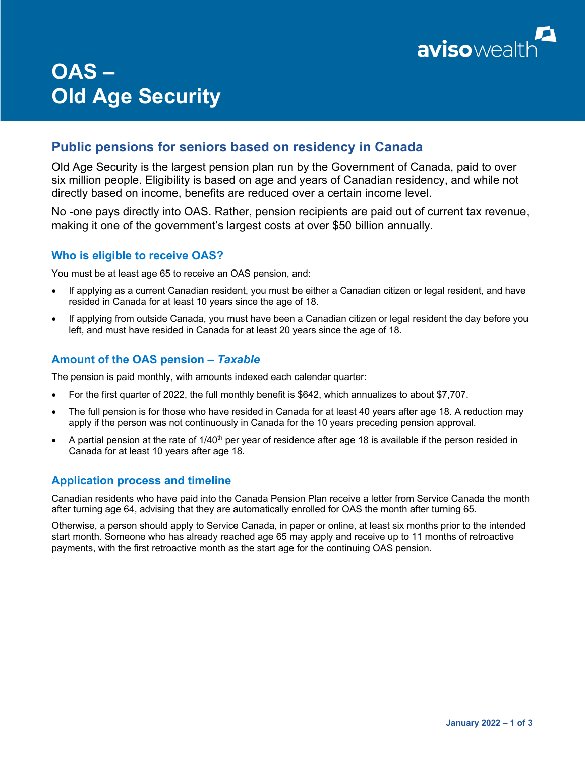# OAS – Old Age Security

## Public pensions for seniors based on residency in Canada

Old Age Security is the largest pension plan run by the Government of Canada, paid to over six million people. Eligibility is based on age and years of Canadian residency, and while not directly based on income, benefits are reduced over a certain income level.

No -one pays directly into OAS. Rather, pension recipients are paid out of current tax revenue, making it one of the government's largest costs at over $50 billion annually.

### Who is eligible to receive OAS?

You must be at least age 65 to receive an OAS pension, and:

- If applying as a current Canadian resident, you must be either a Canadian citizen or legal resident, and have resided in Canada for at least 10 years since the age of 18.
- If applying from outside Canada, you must have been a Canadian citizen or legal resident the day before you left, and must have resided in Canada for at least 20 years since the age of 18.

### Amount of the OAS pension – *Taxable*

The pension is paid monthly, with amounts indexed each calendar quarter:

- For the first quarter of 2022, the full monthly benefit is $642, which annualizes to about $7,707.
- The full pension is for those who have resided in Canada for at least 40 years after age 18. A reduction may apply if the person was not continuously in Canada for the 10 years preceding pension approval.
- A partial pension at the rate of 1/40th per year of residence after age 18 is available if the person resided in Canada for at least 10 years after age 18.

### Application process and timeline

Canadian residents who have paid into the Canada Pension Plan receive a letter from Service Canada the month after turning age 64, advising that they are automatically enrolled for OAS the month after turning 65.

Otherwise, a person should apply to Service Canada, in paper or online, at least six months prior to the intended start month. Someone who has already reached age 65 may apply and receive up to 11 months of retroactive payments, with the first retroactive month as the start age for the continuing OAS pension.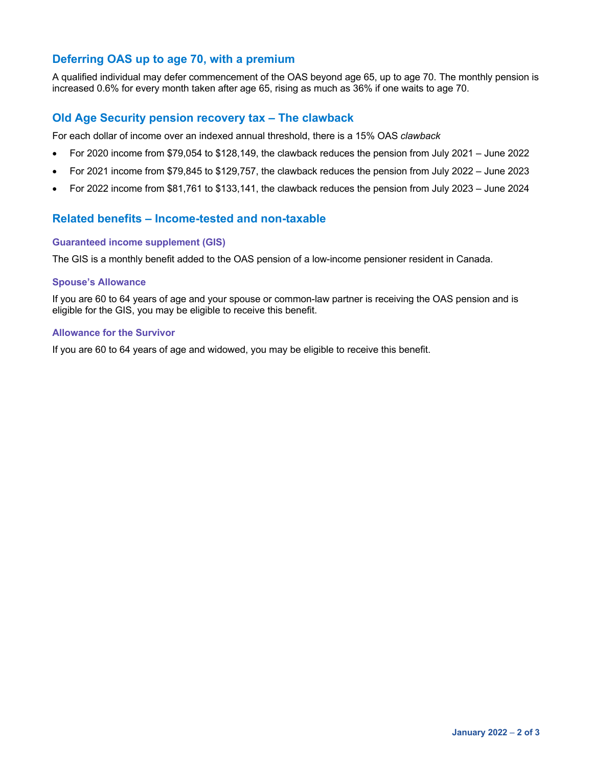## Deferring OAS up to age 70, with a premium

A qualified individual may defer commencement of the OAS beyond age 65, up to age 70. The monthly pension is increased 0.6% for every month taken after age 65, rising as much as 36% if one waits to age 70.

## Old Age Security pension recovery tax – The clawback

For each dollar of income over an indexed annual threshold, there is a 15% OAS *clawback*

- For 2020 income from $79,054 to $128,149, the clawback reduces the pension from July 2021 – June 2022
- For 2021 income from $79,845 to $129,757, the clawback reduces the pension from July 2022 – June 2023
- For 2022 income from $81,761 to $133,141, the clawback reduces the pension from July 2023 – June 2024

## Related benefits – Income-tested and non-taxable

### Guaranteed income supplement (GIS)

The GIS is a monthly benefit added to the OAS pension of a low-income pensioner resident in Canada.

### Spouse's Allowance

If you are 60 to 64 years of age and your spouse or common-law partner is receiving the OAS pension and is eligible for the GIS, you may be eligible to receive this benefit.

### Allowance for the Survivor

If you are 60 to 64 years of age and widowed, you may be eligible to receive this benefit.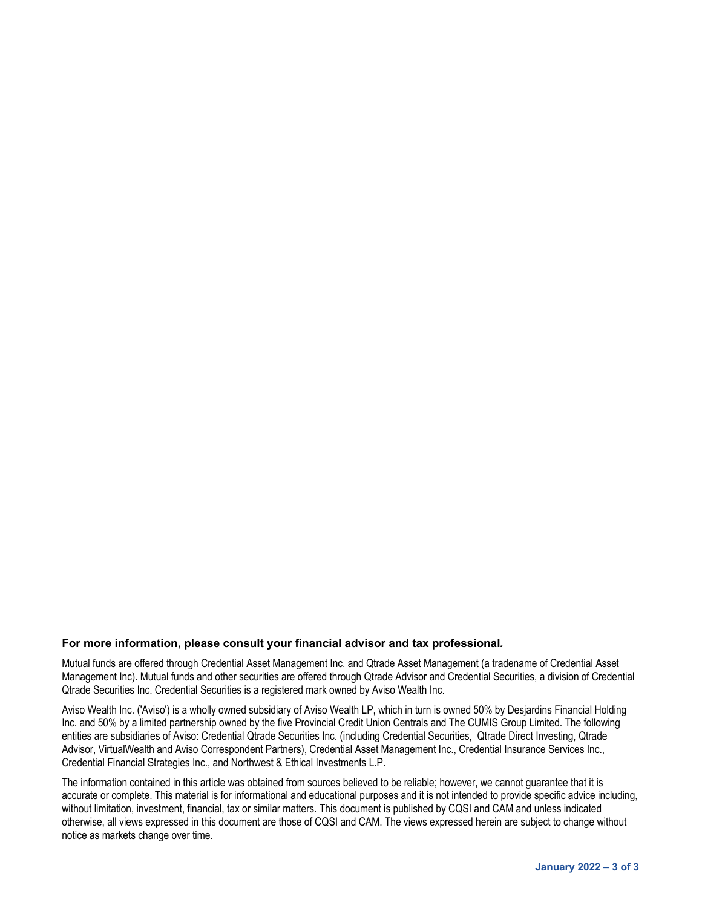**For more information, please consult your financial advisor and tax professional.**

Mutual funds are offered through Credential Asset Management Inc. and Qtrade Asset Management (a tradename of Credential Asset Management Inc). Mutual funds and other securities are offered through Qtrade Advisor and Credential Securities, a division of Credential Qtrade Securities Inc. Credential Securities is a registered mark owned by Aviso Wealth Inc.

Aviso Wealth Inc. ('Aviso') is a wholly owned subsidiary of Aviso Wealth LP, which in turn is owned 50% by Desjardins Financial Holding Inc. and 50% by a limited partnership owned by the five Provincial Credit Union Centrals and The CUMIS Group Limited. The following entities are subsidiaries of Aviso: Credential Qtrade Securities Inc. (including Credential Securities, Qtrade Direct Investing, Qtrade Advisor, VirtualWealth and Aviso Correspondent Partners), Credential Asset Management Inc., Credential Insurance Services Inc., Credential Financial Strategies Inc., and Northwest & Ethical Investments L.P.

The information contained in this article was obtained from sources believed to be reliable; however, we cannot guarantee that it is accurate or complete. This material is for informational and educational purposes and it is not intended to provide specific advice including, without limitation, investment, financial, tax or similar matters. This document is published by CQSI and CAM and unless indicated otherwise, all views expressed in this document are those of CQSI and CAM. The views expressed herein are subject to change without notice as markets change over time.